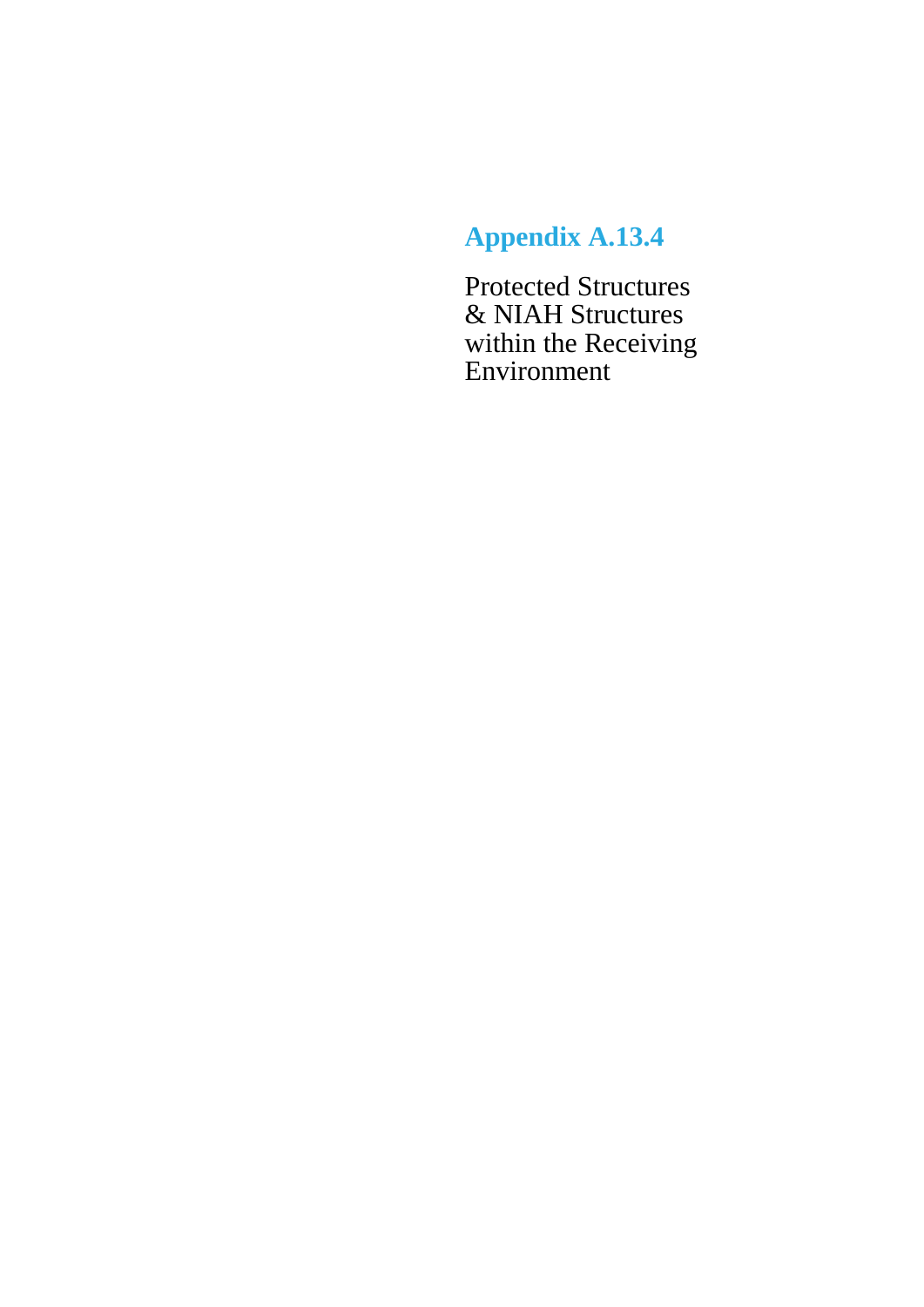# Appendix A.13.4

Protected Structures & NIAH Structures within the Receiving Environment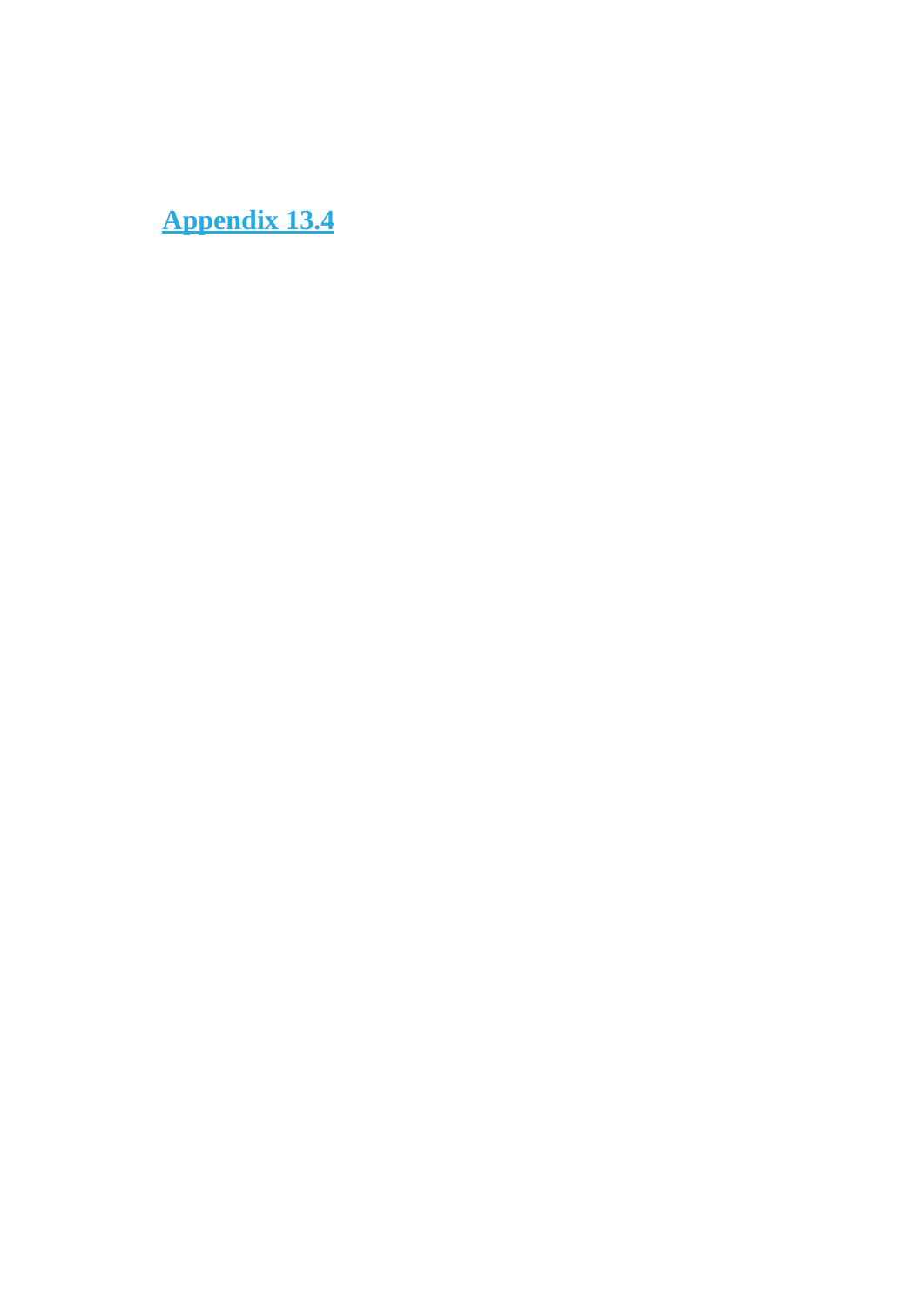# Appendix 13.4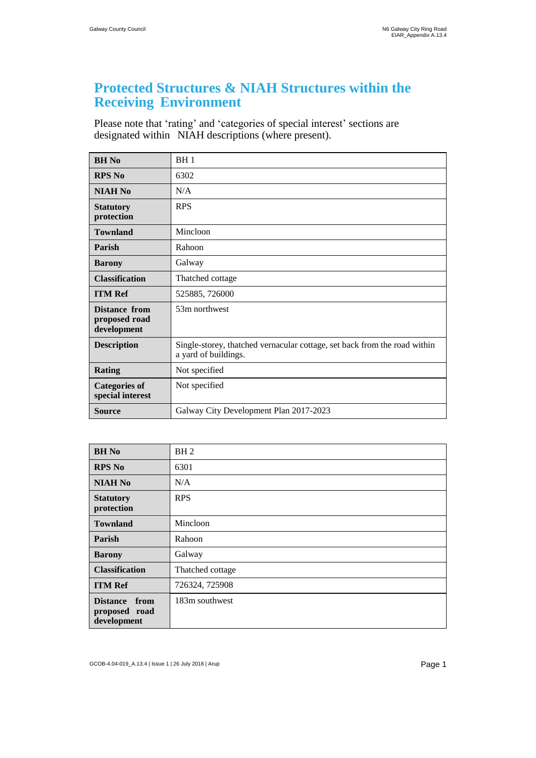# Protected Structures & NIAH Structures within the Receiving Environment

Please note that 'rating' and 'categories of special interest' sections are designated within NIAH descriptions (where present).

| **BH No** | BH 1 |
|---|---|
| **RPS No** | 6302 |
| **NIAH No** | N/A |
| **Statutory protection** | RPS |
| **Townland** | Mincloon |
| **Parish** | Rahoon |
| **Barony** | Galway |
| **Classification** | Thatched cottage |
| **ITM Ref** | 525885, 726000 |
| **Distance from proposed road development** | 53m northwest |
| **Description** | Single-storey, thatched vernacular cottage, set back from the road within a yard of buildings. |
| **Rating** | Not specified |
| **Categories of special interest** | Not specified |
| **Source** | Galway City Development Plan 2017-2023 |

| **BH No** | BH 2 |
|---|---|
| **RPS No** | 6301 |
| **NIAH No** | N/A |
| **Statutory protection** | RPS |
| **Townland** | Mincloon |
| **Parish** | Rahoon |
| **Barony** | Galway |
| **Classification** | Thatched cottage |
| **ITM Ref** | 726324, 725908 |
| **Distance from proposed road development** | 183m southwest |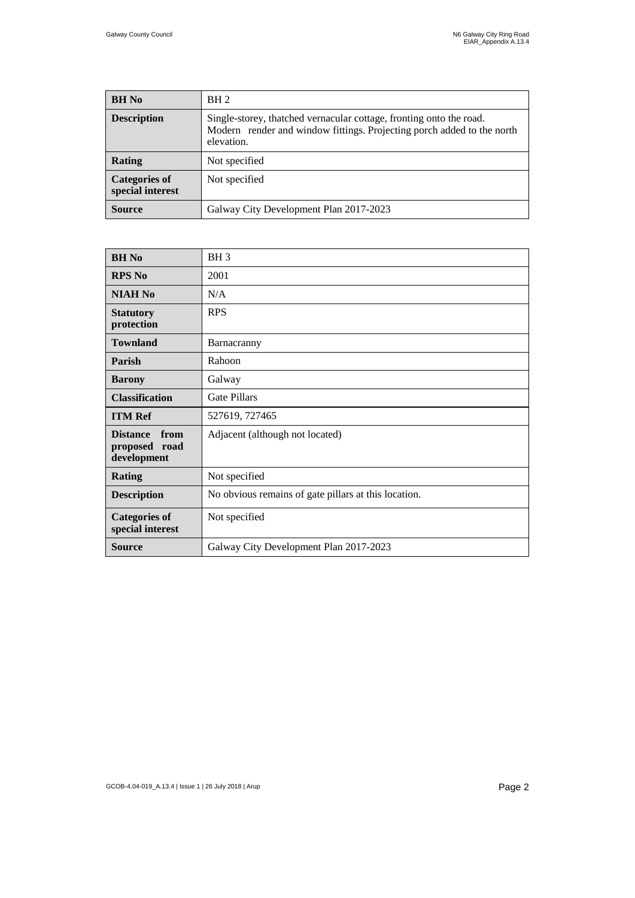| BH No | BH 2 |
|---|---|
| Description | Single-storey, thatched vernacular cottage, fronting onto the road. Modern render and window fittings. Projecting porch added to the north elevation. |
| Rating | Not specified |
| Categories of special interest | Not specified |
| Source | Galway City Development Plan 2017-2023 |

| BH No | BH 3 |
|---|---|
| RPS No | 2001 |
| NIAH No | N/A |
| Statutory protection | RPS |
| Townland | Barnacranny |
| Parish | Rahoon |
| Barony | Galway |
| Classification | Gate Pillars |
| ITM Ref | 527619, 727465 |
| Distance from proposed road development | Adjacent (although not located) |
| Rating | Not specified |
| Description | No obvious remains of gate pillars at this location. |
| Categories of special interest | Not specified |
| Source | Galway City Development Plan 2017-2023 |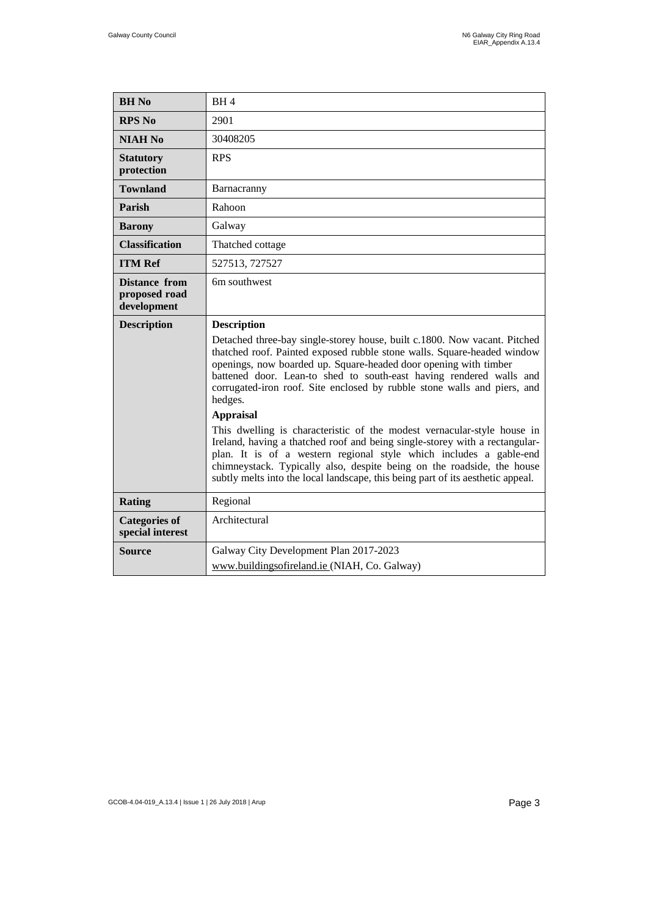| **BH No** | BH 4 |
|---|---|
| **RPS No** | 2901 |
| **NIAH No** | 30408205 |
| **Statutory protection** | RPS |
| **Townland** | Barnacranny |
| **Parish** | Rahoon |
| **Barony** | Galway |
| **Classification** | Thatched cottage |
| **ITM Ref** | 527513, 727527 |
| **Distance from proposed road development** | 6m southwest |
| **Description** | **Description**<br>Detached three-bay single-storey house, built c.1800. Now vacant. Pitched thatched roof. Painted exposed rubble stone walls. Square-headed window openings, now boarded up. Square-headed door opening with timber battened door. Lean-to shed to south-east having rendered walls and corrugated-iron roof. Site enclosed by rubble stone walls and piers, and hedges.<br>**Appraisal**<br>This dwelling is characteristic of the modest vernacular-style house in Ireland, having a thatched roof and being single-storey with a rectangular-plan. It is of a western regional style which includes a gable-end chimneystack. Typically also, despite being on the roadside, the house subtly melts into the local landscape, this being part of its aesthetic appeal. |
| **Rating** | Regional |
| **Categories of special interest** | Architectural |
| **Source** | Galway City Development Plan 2017-2023<br>www.buildingsofireland.ie (NIAH, Co. Galway) |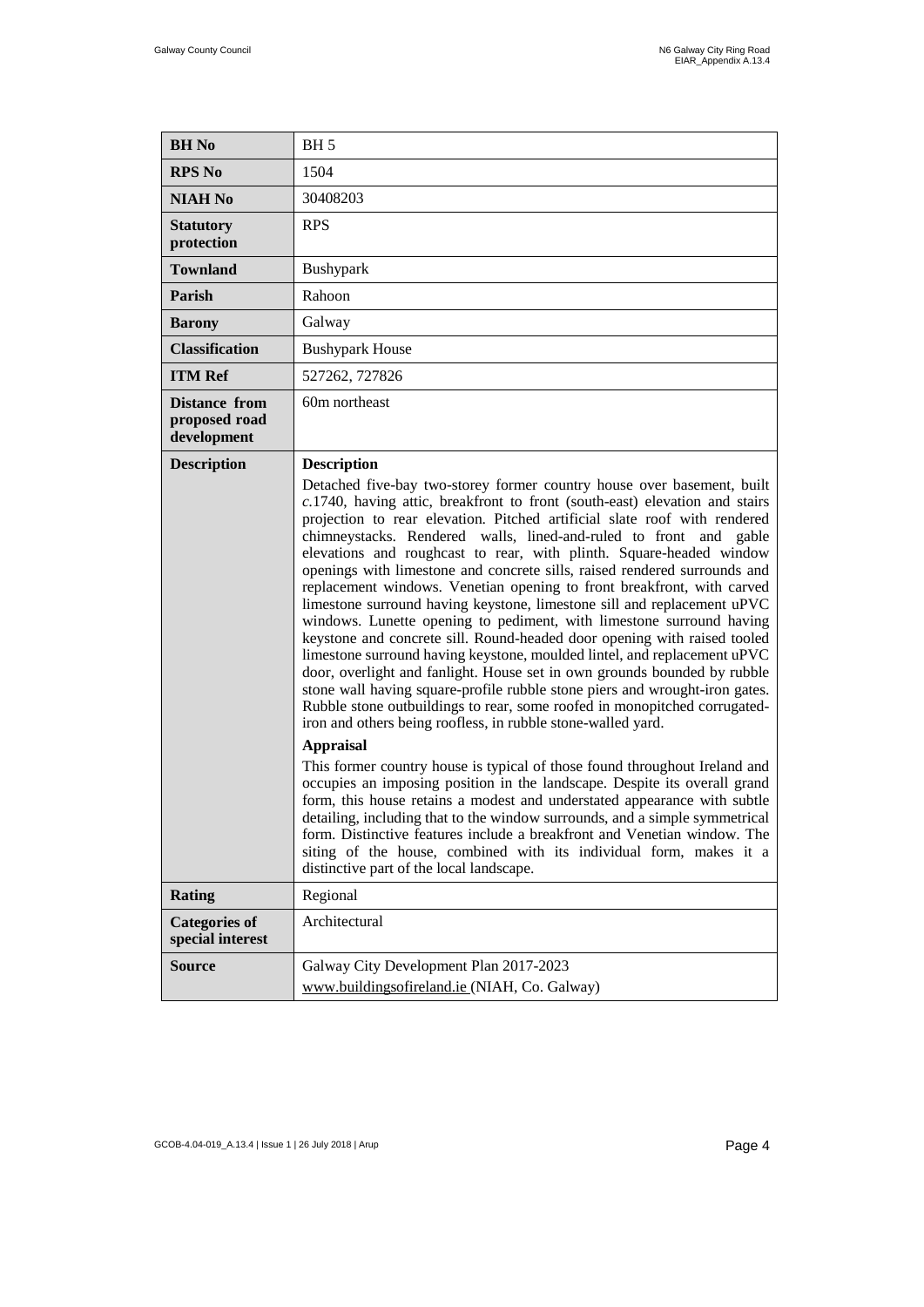| **BH No** | BH 5 |
|---|---|
| **RPS No** | 1504 |
| **NIAH No** | 30408203 |
| **Statutory protection** | RPS |
| **Townland** | Bushypark |
| **Parish** | Rahoon |
| **Barony** | Galway |
| **Classification** | Bushypark House |
| **ITM Ref** | 527262, 727826 |
| **Distance from proposed road development** | 60m northeast |
| **Description** | **Description**<br>Detached five-bay two-storey former country house over basement, built *c.*1740, having attic, breakfront to front (south-east) elevation and stairs projection to rear elevation. Pitched artificial slate roof with rendered chimneystacks. Rendered walls, lined-and-ruled to front and gable elevations and roughcast to rear, with plinth. Square-headed window openings with limestone and concrete sills, raised rendered surrounds and replacement windows. Venetian opening to front breakfront, with carved limestone surround having keystone, limestone sill and replacement uPVC windows. Lunette opening to pediment, with limestone surround having keystone and concrete sill. Round-headed door opening with raised tooled limestone surround having keystone, moulded lintel, and replacement uPVC door, overlight and fanlight. House set in own grounds bounded by rubble stone wall having square-profile rubble stone piers and wrought-iron gates. Rubble stone outbuildings to rear, some roofed in monopitched corrugated-iron and others being roofless, in rubble stone-walled yard.<br>**Appraisal**<br>This former country house is typical of those found throughout Ireland and occupies an imposing position in the landscape. Despite its overall grand form, this house retains a modest and understated appearance with subtle detailing, including that to the window surrounds, and a simple symmetrical form. Distinctive features include a breakfront and Venetian window. The siting of the house, combined with its individual form, makes it a distinctive part of the local landscape. |
| **Rating** | Regional |
| **Categories of special interest** | Architectural |
| **Source** | Galway City Development Plan 2017-2023<br>www.buildingsofireland.ie (NIAH, Co. Galway) |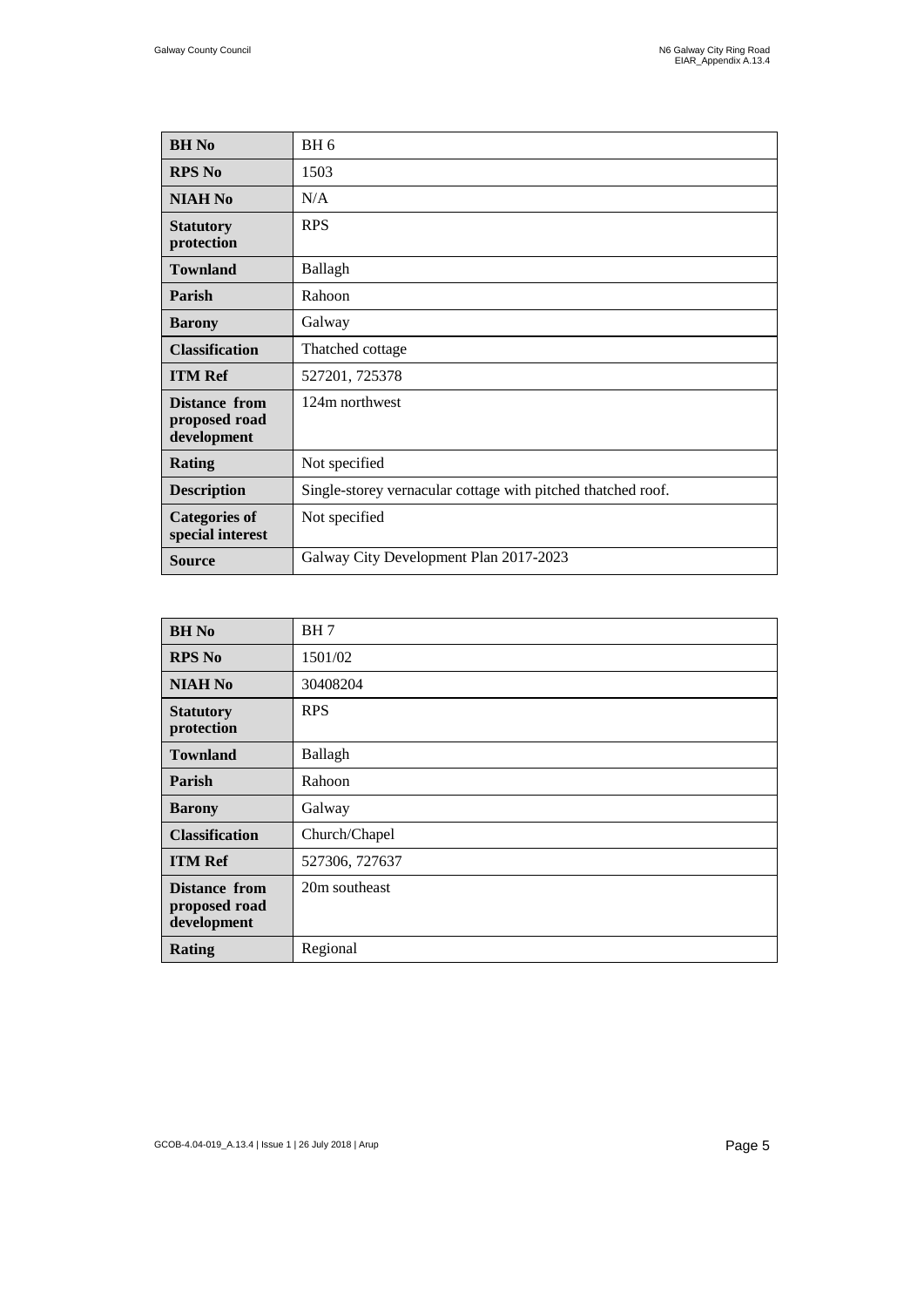| **BH No** | BH 6 |
|---|---|
| **RPS No** | 1503 |
| **NIAH No** | N/A |
| **Statutory protection** | RPS |
| **Townland** | Ballagh |
| **Parish** | Rahoon |
| **Barony** | Galway |
| **Classification** | Thatched cottage |
| **ITM Ref** | 527201, 725378 |
| **Distance from proposed road development** | 124m northwest |
| **Rating** | Not specified |
| **Description** | Single-storey vernacular cottage with pitched thatched roof. |
| **Categories of special interest** | Not specified |
| **Source** | Galway City Development Plan 2017-2023 |

| **BH No** | BH 7 |
|---|---|
| **RPS No** | 1501/02 |
| **NIAH No** | 30408204 |
| **Statutory protection** | RPS |
| **Townland** | Ballagh |
| **Parish** | Rahoon |
| **Barony** | Galway |
| **Classification** | Church/Chapel |
| **ITM Ref** | 527306, 727637 |
| **Distance from proposed road development** | 20m southeast |
| **Rating** | Regional |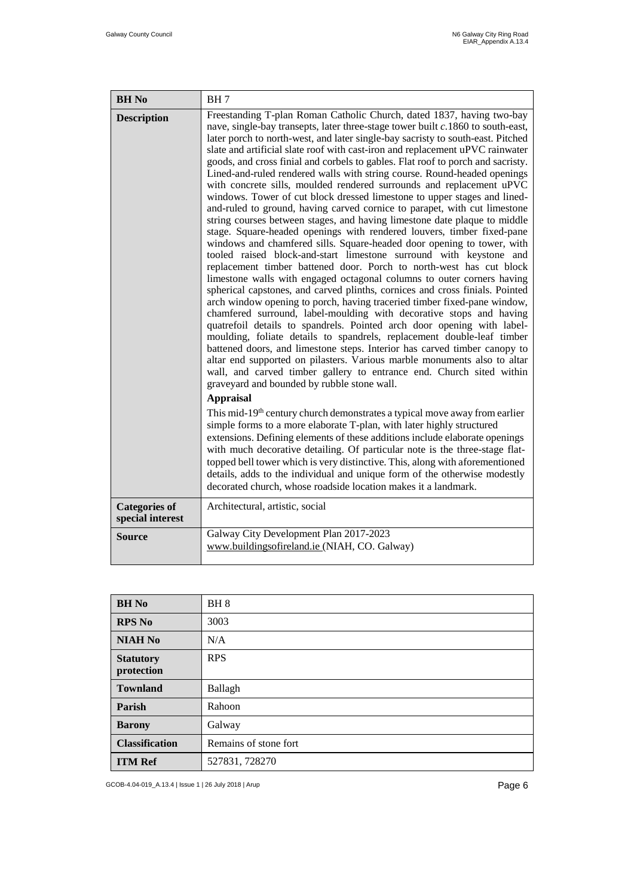| **BH No** | BH 7 |
| --- | --- |
| **Description** | Freestanding T-plan Roman Catholic Church, dated 1837, having two-bay nave, single-bay transepts, later three-stage tower built *c*.1860 to south-east, later porch to north-west, and later single-bay sacristy to south-east. Pitched slate and artificial slate roof with cast-iron and replacement uPVC rainwater goods, and cross finial and corbels to gables. Flat roof to porch and sacristy. Lined-and-ruled rendered walls with string course. Round-headed openings with concrete sills, moulded rendered surrounds and replacement uPVC windows. Tower of cut block dressed limestone to upper stages and lined-and-ruled to ground, having carved cornice to parapet, with cut limestone string courses between stages, and having limestone date plaque to middle stage. Square-headed openings with rendered louvers, timber fixed-pane windows and chamfered sills. Square-headed door opening to tower, with tooled raised block-and-start limestone surround with keystone and replacement timber battened door. Porch to north-west has cut block limestone walls with engaged octagonal columns to outer corners having spherical capstones, and carved plinths, cornices and cross finials. Pointed arch window opening to porch, having traceried timber fixed-pane window, chamfered surround, label-moulding with decorative stops and having quatrefoil details to spandrels. Pointed arch door opening with label-moulding, foliate details to spandrels, replacement double-leaf timber battened doors, and limestone steps. Interior has carved timber canopy to altar end supported on pilasters. Various marble monuments also to altar wall, and carved timber gallery to entrance end. Church sited within graveyard and bounded by rubble stone wall.<br><br>**Appraisal**<br><br>This mid-19th century church demonstrates a typical move away from earlier simple forms to a more elaborate T-plan, with later highly structured extensions. Defining elements of these additions include elaborate openings with much decorative detailing. Of particular note is the three-stage flat-topped bell tower which is very distinctive. This, along with aforementioned details, adds to the individual and unique form of the otherwise modestly decorated church, whose roadside location makes it a landmark. |
| **Categories of special interest** | Architectural, artistic, social |
| **Source** | Galway City Development Plan 2017-2023<br>www.buildingsofireland.ie (NIAH, CO. Galway) |

| **BH No** | BH 8 |
| --- | --- |
| **RPS No** | 3003 |
| **NIAH No** | N/A |
| **Statutory protection** | RPS |
| **Townland** | Ballagh |
| **Parish** | Rahoon |
| **Barony** | Galway |
| **Classification** | Remains of stone fort |
| **ITM Ref** | 527831, 728270 |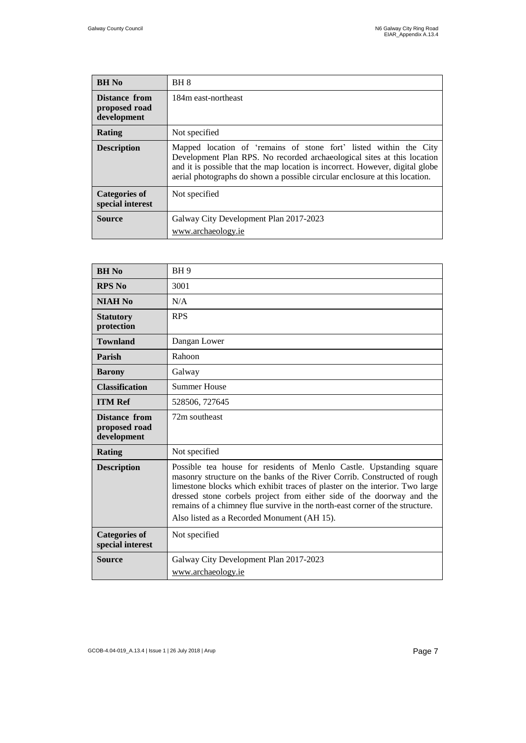| BH No | BH 8 |
| --- | --- |
| Distance from proposed road development | 184m east-northeast |
| Rating | Not specified |
| Description | Mapped location of 'remains of stone fort' listed within the City Development Plan RPS. No recorded archaeological sites at this location and it is possible that the map location is incorrect. However, digital globe aerial photographs do shown a possible circular enclosure at this location. |
| Categories of special interest | Not specified |
| Source | Galway City Development Plan 2017-2023<br>www.archaeology.ie |

| BH No | BH 9 |
| --- | --- |
| RPS No | 3001 |
| NIAH No | N/A |
| Statutory protection | RPS |
| Townland | Dangan Lower |
| Parish | Rahoon |
| Barony | Galway |
| Classification | Summer House |
| ITM Ref | 528506, 727645 |
| Distance from proposed road development | 72m southeast |
| Rating | Not specified |
| Description | Possible tea house for residents of Menlo Castle. Upstanding square masonry structure on the banks of the River Corrib. Constructed of rough limestone blocks which exhibit traces of plaster on the interior. Two large dressed stone corbels project from either side of the doorway and the remains of a chimney flue survive in the north-east corner of the structure.<br>Also listed as a Recorded Monument (AH 15). |
| Categories of special interest | Not specified |
| Source | Galway City Development Plan 2017-2023<br>www.archaeology.ie |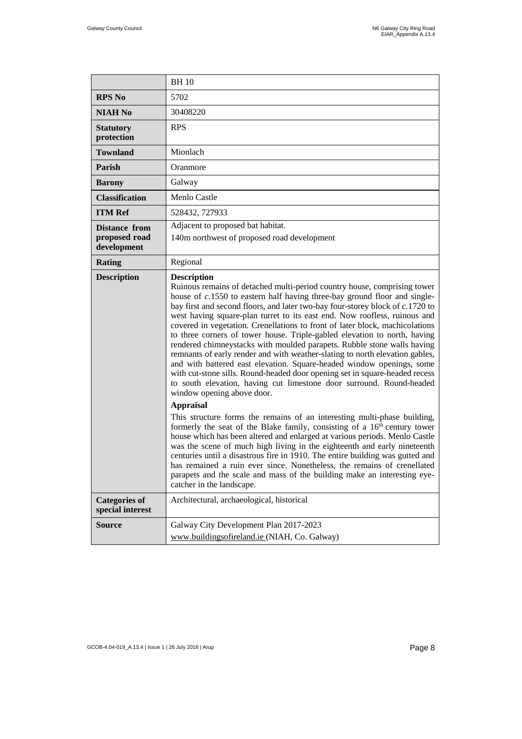| | BH 10 |
|---|---|
| **RPS No** | 5702 |
| **NIAH No** | 30408220 |
| **Statutory protection** | RPS |
| **Townland** | Mionlach |
| **Parish** | Oranmore |
| **Barony** | Galway |
| **Classification** | Menlo Castle |
| **ITM Ref** | 528432, 727933 |
| **Distance from proposed road development** | Adjacent to proposed bat habitat.<br>140m northwest of proposed road development |
| **Rating** | Regional |
| **Description** | **Description**<br>Ruinous remains of detached multi-period country house, comprising tower house of *c.*1550 to eastern half having three-bay ground floor and single-bay first and second floors, and later two-bay four-storey block of *c.*1720 to west having square-plan turret to its east end. Now roofless, ruinous and covered in vegetation. Crenellations to front of later block, machicolations to three corners of tower house. Triple-gabled elevation to north, having rendered chimneystacks with moulded parapets. Rubble stone walls having remnants of early render and with weather-slating to north elevation gables, and with battered east elevation. Square-headed window openings, some with cut-stone sills. Round-headed door opening set in square-headed recess to south elevation, having cut limestone door surround. Round-headed window opening above door.<br>**Appraisal**<br>This structure forms the remains of an interesting multi-phase building, formerly the seat of the Blake family, consisting of a 16th century tower house which has been altered and enlarged at various periods. Menlo Castle was the scene of much high living in the eighteenth and early nineteenth centuries until a disastrous fire in 1910. The entire building was gutted and has remained a ruin ever since. Nonetheless, the remains of crenellated parapets and the scale and mass of the building make an interesting eye-catcher in the landscape. |
| **Categories of special interest** | Architectural, archaeological, historical |
| **Source** | Galway City Development Plan 2017-2023<br>www.buildingsofireland.ie (NIAH, Co. Galway) |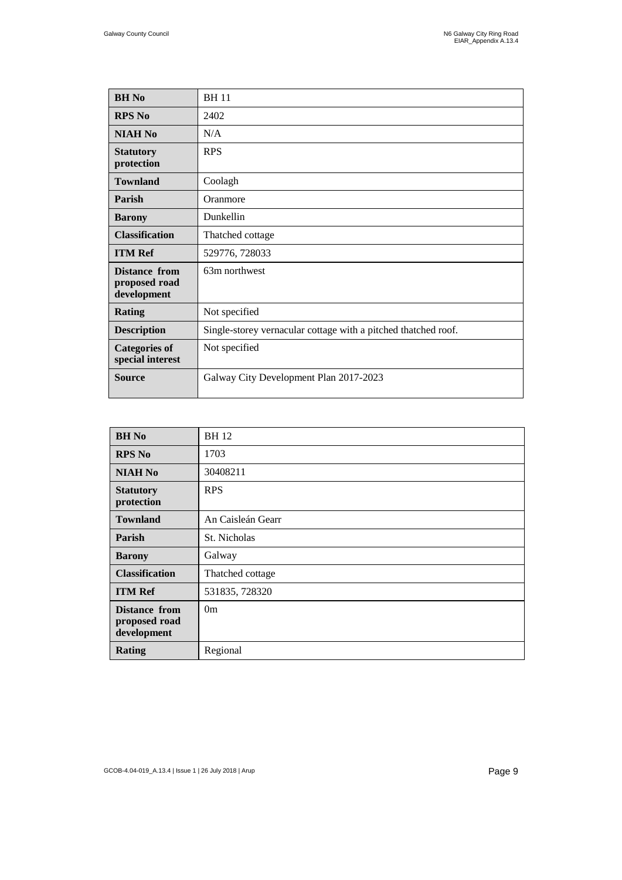| **BH No** | BH 11 |
|---|---|
| **RPS No** | 2402 |
| **NIAH No** | N/A |
| **Statutory protection** | RPS |
| **Townland** | Coolagh |
| **Parish** | Oranmore |
| **Barony** | Dunkellin |
| **Classification** | Thatched cottage |
| **ITM Ref** | 529776, 728033 |
| **Distance from proposed road development** | 63m northwest |
| **Rating** | Not specified |
| **Description** | Single-storey vernacular cottage with a pitched thatched roof. |
| **Categories of special interest** | Not specified |
| **Source** | Galway City Development Plan 2017-2023 |

| **BH No** | BH 12 |
|---|---|
| **RPS No** | 1703 |
| **NIAH No** | 30408211 |
| **Statutory protection** | RPS |
| **Townland** | An Caisleán Gearr |
| **Parish** | St. Nicholas |
| **Barony** | Galway |
| **Classification** | Thatched cottage |
| **ITM Ref** | 531835, 728320 |
| **Distance from proposed road development** | 0m |
| **Rating** | Regional |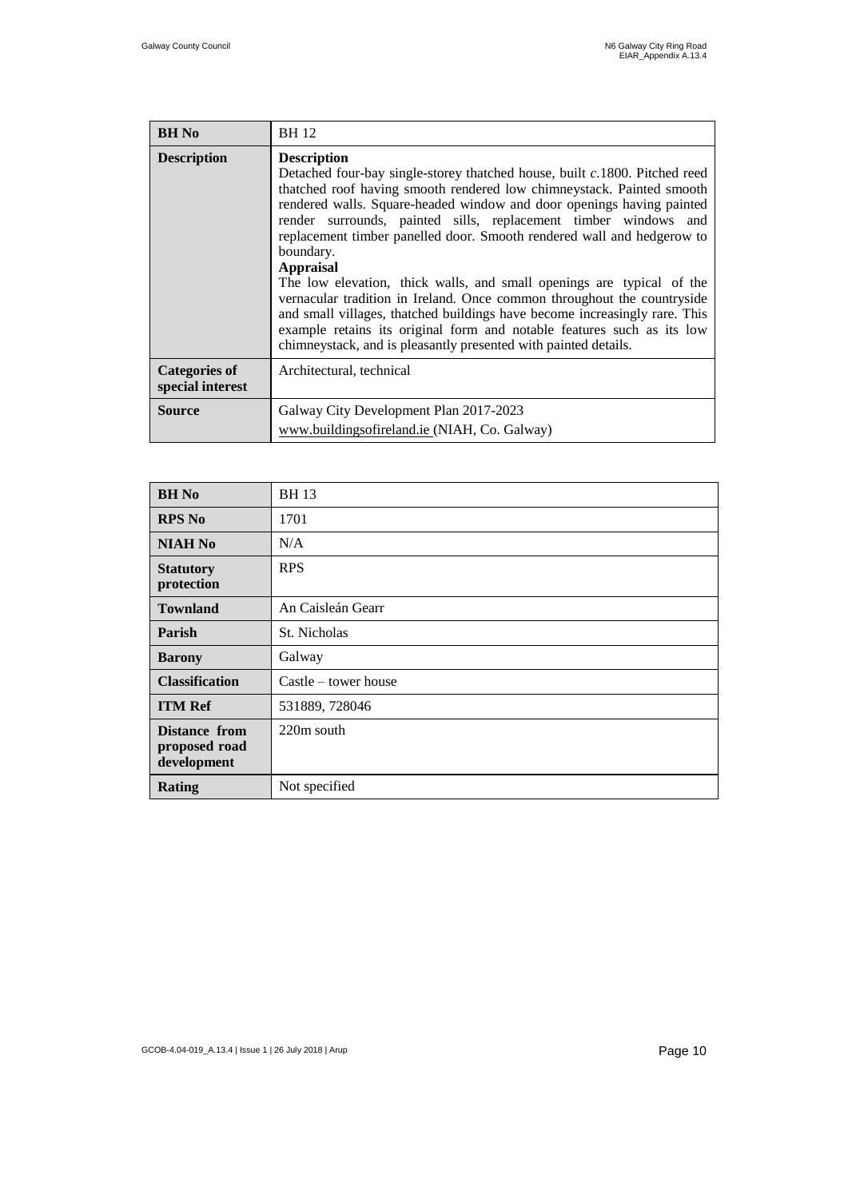| BH No | BH 12 |
| --- | --- |
| Description | **Description**<br>Detached four-bay single-storey thatched house, built *c*.1800. Pitched reed thatched roof having smooth rendered low chimneystack. Painted smooth rendered walls. Square-headed window and door openings having painted render surrounds, painted sills, replacement timber windows and replacement timber panelled door. Smooth rendered wall and hedgerow to boundary.<br>**Appraisal**<br>The low elevation, thick walls, and small openings are typical of the vernacular tradition in Ireland. Once common throughout the countryside and small villages, thatched buildings have become increasingly rare. This example retains its original form and notable features such as its low chimneystack, and is pleasantly presented with painted details. |
| Categories of special interest | Architectural, technical |
| Source | Galway City Development Plan 2017-2023<br>www.buildingsofireland.ie (NIAH, Co. Galway) |

| BH No | BH 13 |
| --- | --- |
| RPS No | 1701 |
| NIAH No | N/A |
| Statutory protection | RPS |
| Townland | An Caisleán Gearr |
| Parish | St. Nicholas |
| Barony | Galway |
| Classification | Castle – tower house |
| ITM Ref | 531889, 728046 |
| Distance from proposed road development | 220m south |
| Rating | Not specified |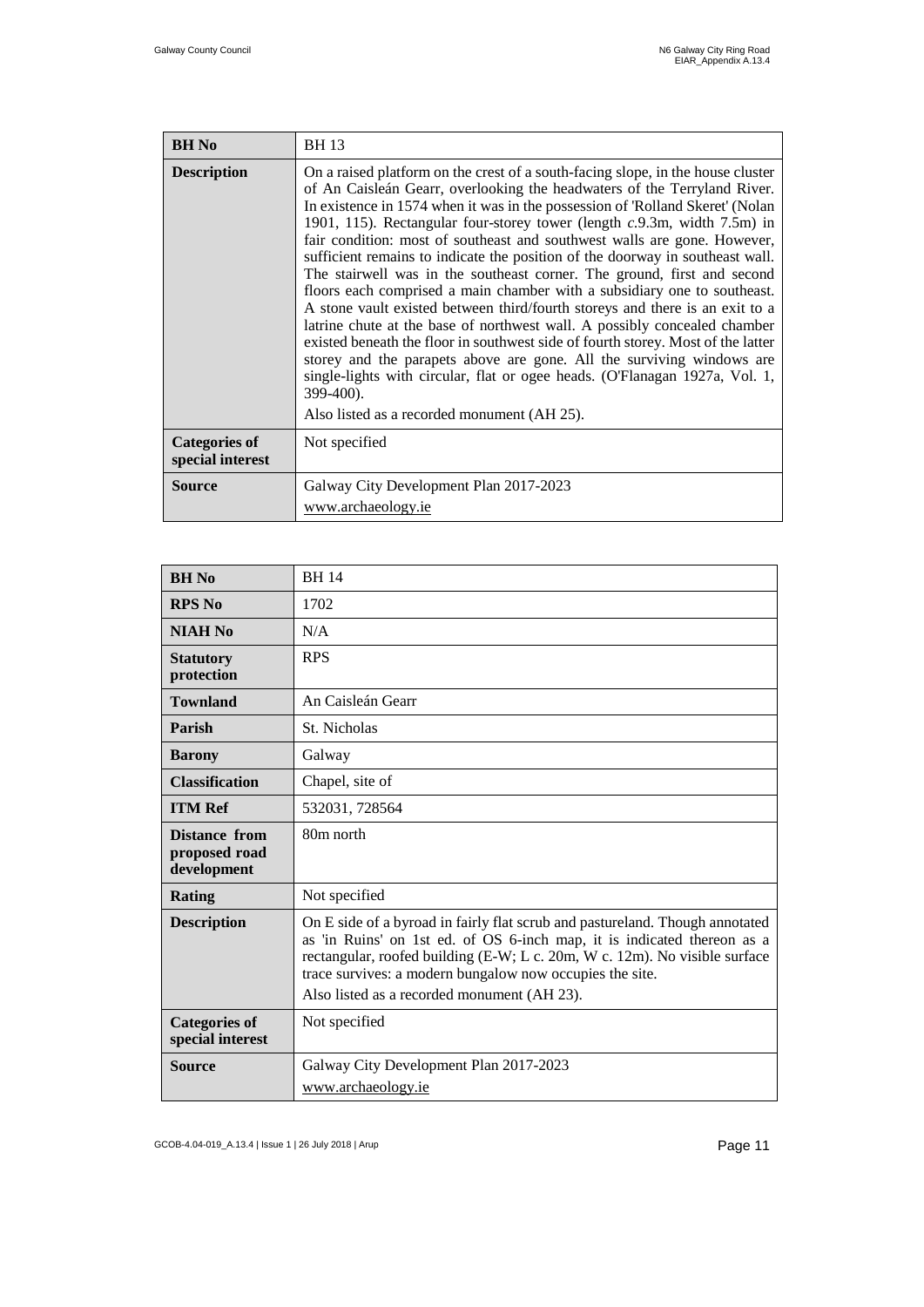| BH No | BH 13 |
|---|---|
| Description | On a raised platform on the crest of a south-facing slope, in the house cluster of An Caisleán Gearr, overlooking the headwaters of the Terryland River. In existence in 1574 when it was in the possession of 'Rolland Skeret' (Nolan 1901, 115). Rectangular four-storey tower (length *c*.9.3m, width 7.5m) in fair condition: most of southeast and southwest walls are gone. However, sufficient remains to indicate the position of the doorway in southeast wall. The stairwell was in the southeast corner. The ground, first and second floors each comprised a main chamber with a subsidiary one to southeast. A stone vault existed between third/fourth storeys and there is an exit to a latrine chute at the base of northwest wall. A possibly concealed chamber existed beneath the floor in southwest side of fourth storey. Most of the latter storey and the parapets above are gone. All the surviving windows are single-lights with circular, flat or ogee heads. (O'Flanagan 1927a, Vol. 1, 399-400).<br>Also listed as a recorded monument (AH 25). |
| Categories of special interest | Not specified |
| Source | Galway City Development Plan 2017-2023<br>www.archaeology.ie |

| BH No | BH 14 |
|---|---|
| RPS No | 1702 |
| NIAH No | N/A |
| Statutory protection | RPS |
| Townland | An Caisleán Gearr |
| Parish | St. Nicholas |
| Barony | Galway |
| Classification | Chapel, site of |
| ITM Ref | 532031, 728564 |
| Distance from proposed road development | 80m north |
| Rating | Not specified |
| Description | On E side of a byroad in fairly flat scrub and pastureland. Though annotated as 'in Ruins' on 1st ed. of OS 6-inch map, it is indicated thereon as a rectangular, roofed building (E-W; L c. 20m, W c. 12m). No visible surface trace survives: a modern bungalow now occupies the site.<br>Also listed as a recorded monument (AH 23). |
| Categories of special interest | Not specified |
| Source | Galway City Development Plan 2017-2023<br>www.archaeology.ie |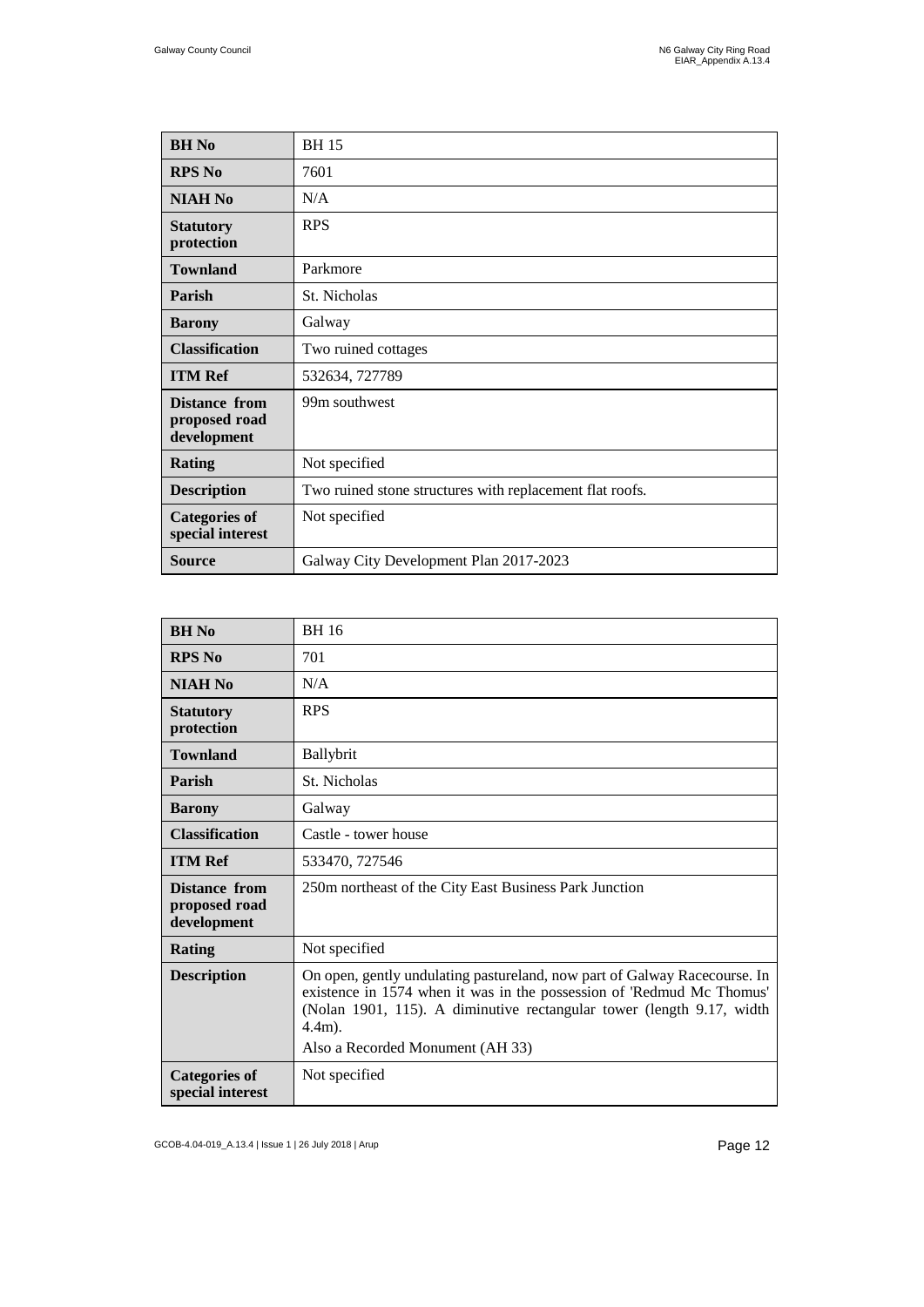| BH No | BH 15 |
|---|---|
| RPS No | 7601 |
| NIAH No | N/A |
| Statutory protection | RPS |
| Townland | Parkmore |
| Parish | St. Nicholas |
| Barony | Galway |
| Classification | Two ruined cottages |
| ITM Ref | 532634, 727789 |
| Distance from proposed road development | 99m southwest |
| Rating | Not specified |
| Description | Two ruined stone structures with replacement flat roofs. |
| Categories of special interest | Not specified |
| Source | Galway City Development Plan 2017-2023 |

| BH No | BH 16 |
|---|---|
| RPS No | 701 |
| NIAH No | N/A |
| Statutory protection | RPS |
| Townland | Ballybrit |
| Parish | St. Nicholas |
| Barony | Galway |
| Classification | Castle - tower house |
| ITM Ref | 533470, 727546 |
| Distance from proposed road development | 250m northeast of the City East Business Park Junction |
| Rating | Not specified |
| Description | On open, gently undulating pastureland, now part of Galway Racecourse. In existence in 1574 when it was in the possession of 'Redmud Mc Thomus' (Nolan 1901, 115). A diminutive rectangular tower (length 9.17, width 4.4m).<br>Also a Recorded Monument (AH 33) |
| Categories of special interest | Not specified |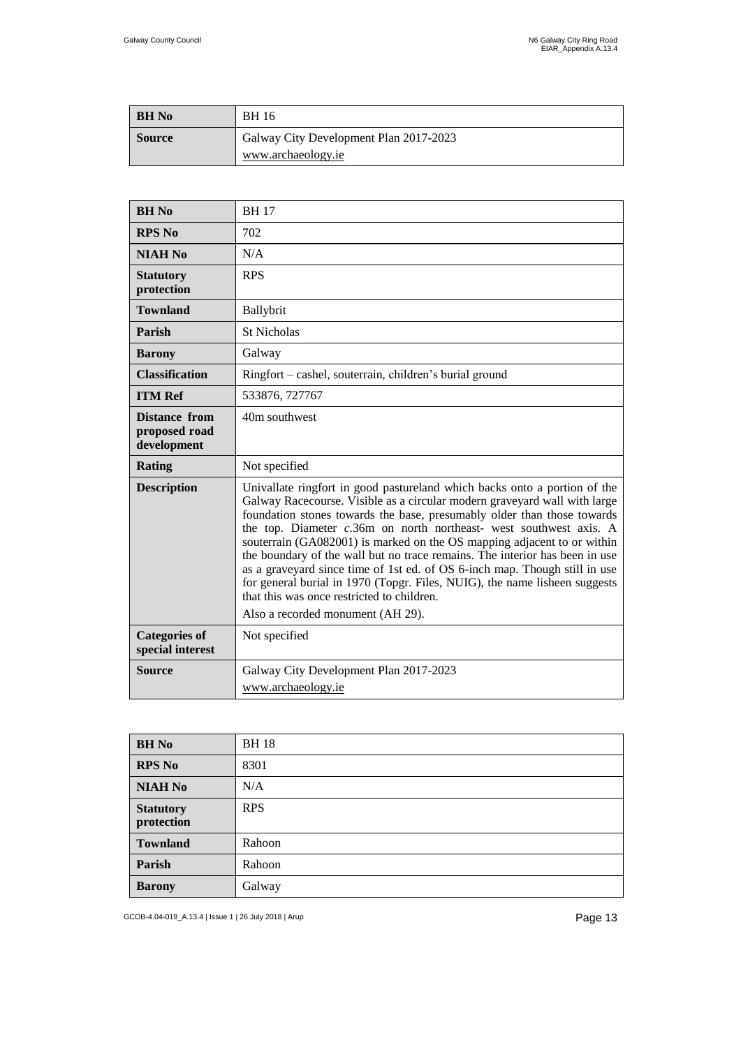| BH No | BH 16 |
| --- | --- |
| Source | Galway City Development Plan 2017-2023<br>www.archaeology.ie |

| BH No | BH 17 |
| --- | --- |
| RPS No | 702 |
| NIAH No | N/A |
| Statutory protection | RPS |
| Townland | Ballybrit |
| Parish | St Nicholas |
| Barony | Galway |
| Classification | Ringfort – cashel, souterrain, children's burial ground |
| ITM Ref | 533876, 727767 |
| Distance from proposed road development | 40m southwest |
| Rating | Not specified |
| Description | Univallate ringfort in good pastureland which backs onto a portion of the Galway Racecourse. Visible as a circular modern graveyard wall with large foundation stones towards the base, presumably older than those towards the top. Diameter *c*.36m on north northeast- west southwest axis. A souterrain (GA082001) is marked on the OS mapping adjacent to or within the boundary of the wall but no trace remains. The interior has been in use as a graveyard since time of 1st ed. of OS 6-inch map. Though still in use for general burial in 1970 (Topgr. Files, NUIG), the name lisheen suggests that this was once restricted to children.<br>Also a recorded monument (AH 29). |
| Categories of special interest | Not specified |
| Source | Galway City Development Plan 2017-2023<br>www.archaeology.ie |

| BH No | BH 18 |
| --- | --- |
| RPS No | 8301 |
| NIAH No | N/A |
| Statutory protection | RPS |
| Townland | Rahoon |
| Parish | Rahoon |
| Barony | Galway |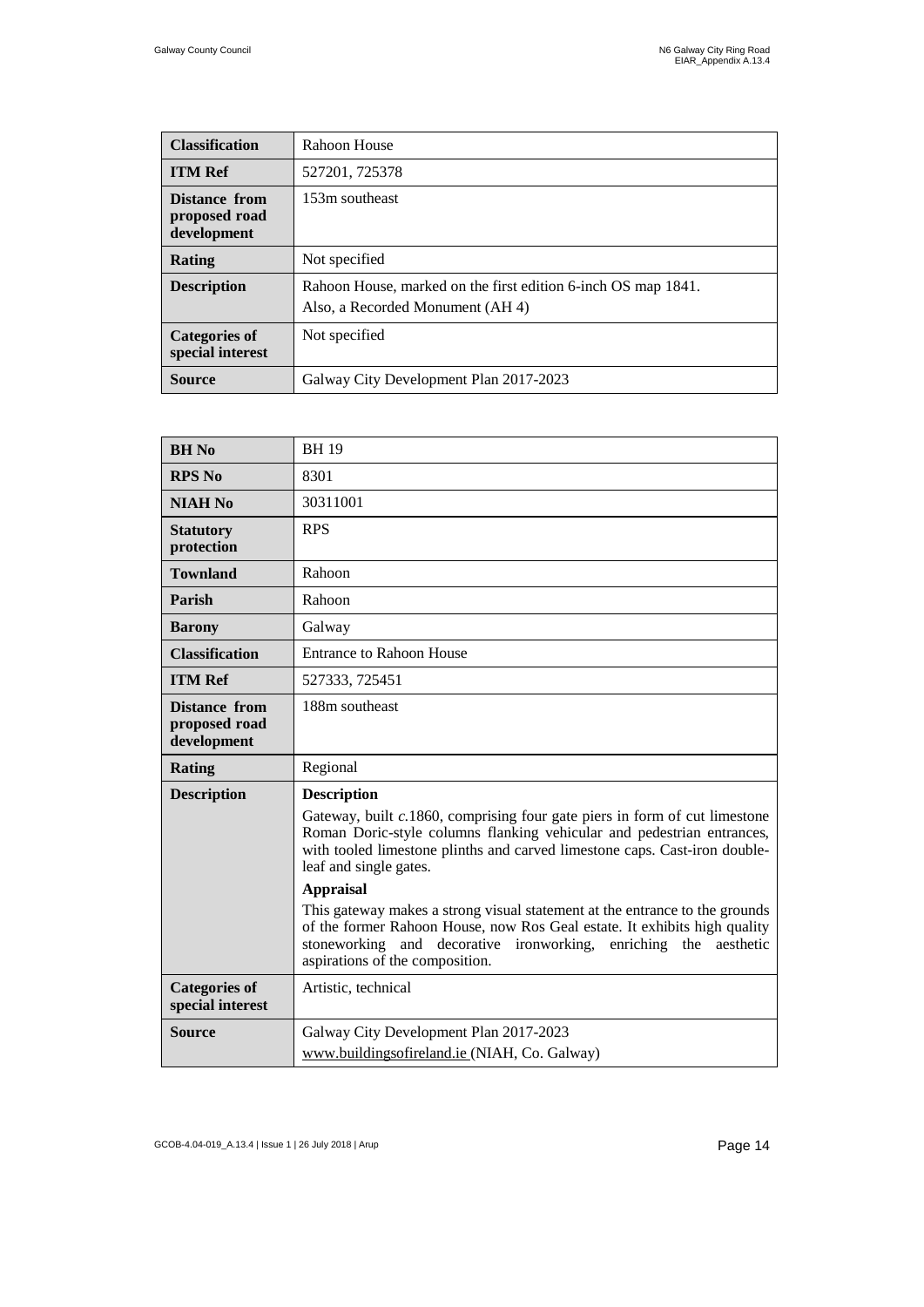| Classification | Rahoon House |
| --- | --- |
| **ITM Ref** | 527201, 725378 |
| **Distance from proposed road development** | 153m southeast |
| **Rating** | Not specified |
| **Description** | Rahoon House, marked on the first edition 6-inch OS map 1841.<br>Also, a Recorded Monument (AH 4) |
| **Categories of special interest** | Not specified |
| **Source** | Galway City Development Plan 2017-2023 |

| BH No | BH 19 |
| --- | --- |
| **RPS No** | 8301 |
| **NIAH No** | 30311001 |
| **Statutory protection** | RPS |
| **Townland** | Rahoon |
| **Parish** | Rahoon |
| **Barony** | Galway |
| **Classification** | Entrance to Rahoon House |
| **ITM Ref** | 527333, 725451 |
| **Distance from proposed road development** | 188m southeast |
| **Rating** | Regional |
| **Description** | **Description**<br>Gateway, built *c.*1860, comprising four gate piers in form of cut limestone Roman Doric-style columns flanking vehicular and pedestrian entrances, with tooled limestone plinths and carved limestone caps. Cast-iron double-leaf and single gates.<br>**Appraisal**<br>This gateway makes a strong visual statement at the entrance to the grounds of the former Rahoon House, now Ros Geal estate. It exhibits high quality stoneworking and decorative ironworking, enriching the aesthetic aspirations of the composition. |
| **Categories of special interest** | Artistic, technical |
| **Source** | Galway City Development Plan 2017-2023<br>www.buildingsofireland.ie (NIAH, Co. Galway) |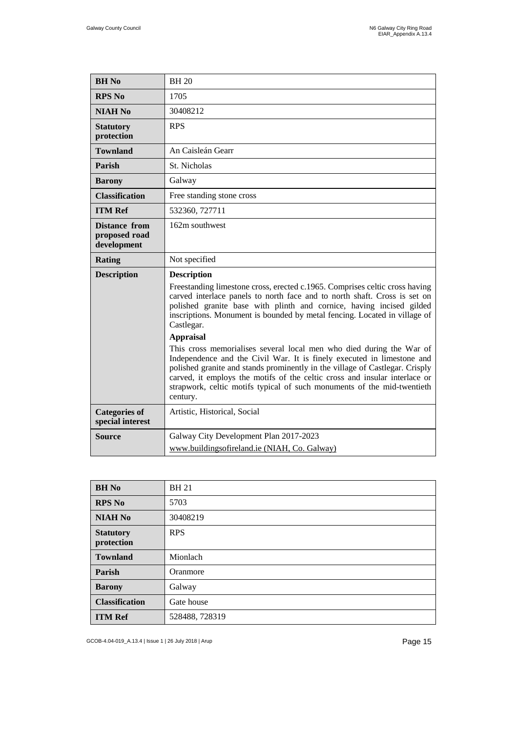| **BH No** | BH 20 |
|---|---|
| **RPS No** | 1705 |
| **NIAH No** | 30408212 |
| **Statutory protection** | RPS |
| **Townland** | An Caisleán Gearr |
| **Parish** | St. Nicholas |
| **Barony** | Galway |
| **Classification** | Free standing stone cross |
| **ITM Ref** | 532360, 727711 |
| **Distance from proposed road development** | 162m southwest |
| **Rating** | Not specified |
| **Description** | **Description**<br>Freestanding limestone cross, erected c.1965. Comprises celtic cross having carved interlace panels to north face and to north shaft. Cross is set on polished granite base with plinth and cornice, having incised gilded inscriptions. Monument is bounded by metal fencing. Located in village of Castlegar.<br>**Appraisal**<br>This cross memorialises several local men who died during the War of Independence and the Civil War. It is finely executed in limestone and polished granite and stands prominently in the village of Castlegar. Crisply carved, it employs the motifs of the celtic cross and insular interlace or strapwork, celtic motifs typical of such monuments of the mid-twentieth century. |
| **Categories of special interest** | Artistic, Historical, Social |
| **Source** | Galway City Development Plan 2017-2023<br>www.buildingsofireland.ie (NIAH, Co. Galway) |

| **BH No** | BH 21 |
|---|---|
| **RPS No** | 5703 |
| **NIAH No** | 30408219 |
| **Statutory protection** | RPS |
| **Townland** | Mionlach |
| **Parish** | Oranmore |
| **Barony** | Galway |
| **Classification** | Gate house |
| **ITM Ref** | 528488, 728319 |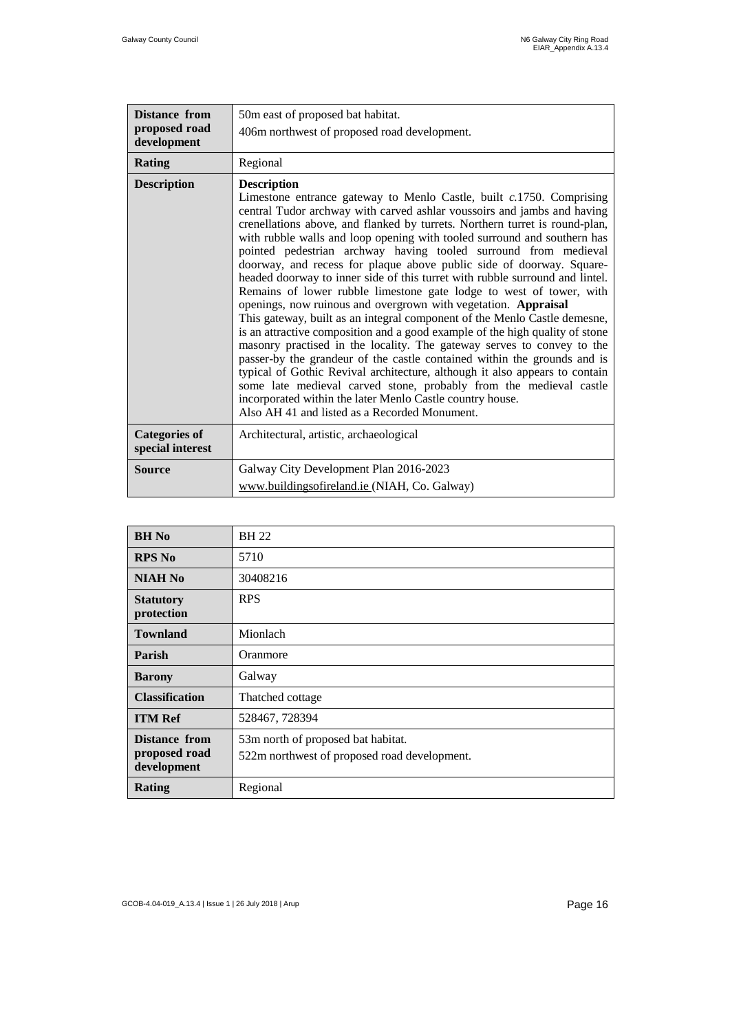| | |
|---|---|
| **Distance from proposed road development** | 50m east of proposed bat habitat.<br>406m northwest of proposed road development. |
| **Rating** | Regional |
| **Description** | **Description**<br>Limestone entrance gateway to Menlo Castle, built *c.*1750. Comprising central Tudor archway with carved ashlar voussoirs and jambs and having crenellations above, and flanked by turrets. Northern turret is round-plan, with rubble walls and loop opening with tooled surround and southern has pointed pedestrian archway having tooled surround from medieval doorway, and recess for plaque above public side of doorway. Square-headed doorway to inner side of this turret with rubble surround and lintel. Remains of lower rubble limestone gate lodge to west of tower, with openings, now ruinous and overgrown with vegetation. **Appraisal**<br>This gateway, built as an integral component of the Menlo Castle demesne, is an attractive composition and a good example of the high quality of stone masonry practised in the locality. The gateway serves to convey to the passer-by the grandeur of the castle contained within the grounds and is typical of Gothic Revival architecture, although it also appears to contain some late medieval carved stone, probably from the medieval castle incorporated within the later Menlo Castle country house.<br>Also AH 41 and listed as a Recorded Monument. |
| **Categories of special interest** | Architectural, artistic, archaeological |
| **Source** | Galway City Development Plan 2016-2023<br>www.buildingsofireland.ie (NIAH, Co. Galway) |

| | |
|---|---|
| **BH No** | BH 22 |
| **RPS No** | 5710 |
| **NIAH No** | 30408216 |
| **Statutory protection** | RPS |
| **Townland** | Mionlach |
| **Parish** | Oranmore |
| **Barony** | Galway |
| **Classification** | Thatched cottage |
| **ITM Ref** | 528467, 728394 |
| **Distance from proposed road development** | 53m north of proposed bat habitat.<br>522m northwest of proposed road development. |
| **Rating** | Regional |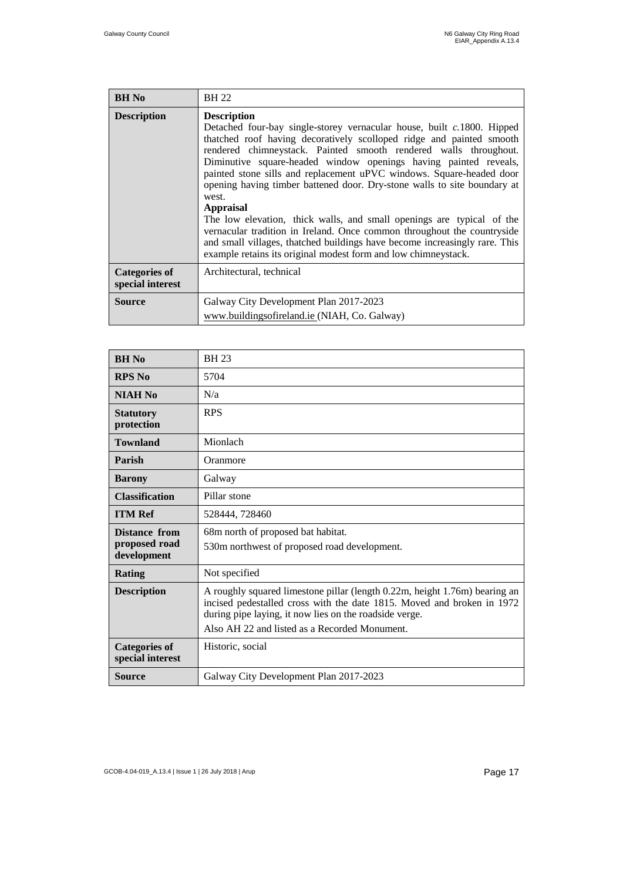| BH No | BH 22 |
|---|---|
| Description | **Description**<br>Detached four-bay single-storey vernacular house, built *c.*1800. Hipped thatched roof having decoratively scolloped ridge and painted smooth rendered chimneystack. Painted smooth rendered walls throughout. Diminutive square-headed window openings having painted reveals, painted stone sills and replacement uPVC windows. Square-headed door opening having timber battened door. Dry-stone walls to site boundary at west.<br>**Appraisal**<br>The low elevation, thick walls, and small openings are typical of the vernacular tradition in Ireland. Once common throughout the countryside and small villages, thatched buildings have become increasingly rare. This example retains its original modest form and low chimneystack. |
| Categories of special interest | Architectural, technical |
| Source | Galway City Development Plan 2017-2023<br>www.buildingsofireland.ie (NIAH, Co. Galway) |

| BH No | BH 23 |
|---|---|
| RPS No | 5704 |
| NIAH No | N/a |
| Statutory protection | RPS |
| Townland | Mionlach |
| Parish | Oranmore |
| Barony | Galway |
| Classification | Pillar stone |
| ITM Ref | 528444, 728460 |
| Distance from proposed road development | 68m north of proposed bat habitat.<br>530m northwest of proposed road development. |
| Rating | Not specified |
| Description | A roughly squared limestone pillar (length 0.22m, height 1.76m) bearing an incised pedestalled cross with the date 1815. Moved and broken in 1972 during pipe laying, it now lies on the roadside verge.<br>Also AH 22 and listed as a Recorded Monument. |
| Categories of special interest | Historic, social |
| Source | Galway City Development Plan 2017-2023 |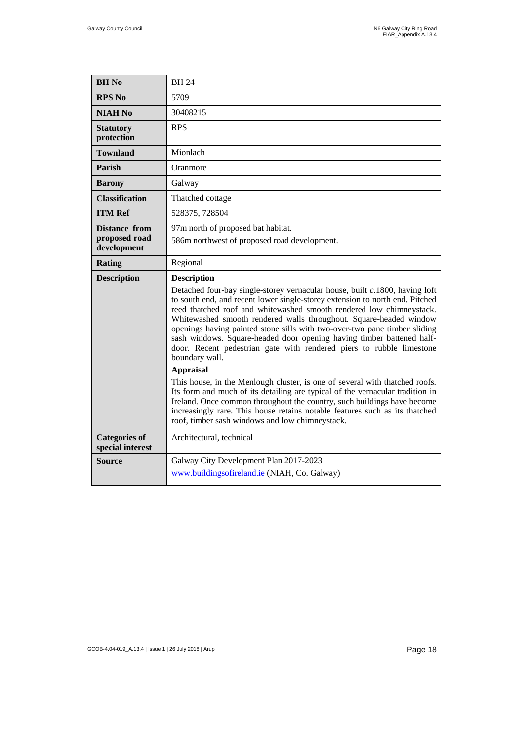| **BH No** | BH 24 |
|---|---|
| **RPS No** | 5709 |
| **NIAH No** | 30408215 |
| **Statutory protection** | RPS |
| **Townland** | Mionlach |
| **Parish** | Oranmore |
| **Barony** | Galway |
| **Classification** | Thatched cottage |
| **ITM Ref** | 528375, 728504 |
| **Distance from proposed road development** | 97m north of proposed bat habitat.<br>586m northwest of proposed road development. |
| **Rating** | Regional |
| **Description** | **Description**<br>Detached four-bay single-storey vernacular house, built *c.*1800, having loft to south end, and recent lower single-storey extension to north end. Pitched reed thatched roof and whitewashed smooth rendered low chimneystack. Whitewashed smooth rendered walls throughout. Square-headed window openings having painted stone sills with two-over-two pane timber sliding sash windows. Square-headed door opening having timber battened half-door. Recent pedestrian gate with rendered piers to rubble limestone boundary wall.<br>**Appraisal**<br>This house, in the Menlough cluster, is one of several with thatched roofs. Its form and much of its detailing are typical of the vernacular tradition in Ireland. Once common throughout the country, such buildings have become increasingly rare. This house retains notable features such as its thatched roof, timber sash windows and low chimneystack. |
| **Categories of special interest** | Architectural, technical |
| **Source** | Galway City Development Plan 2017-2023<br>www.buildingsofireland.ie (NIAH, Co. Galway) |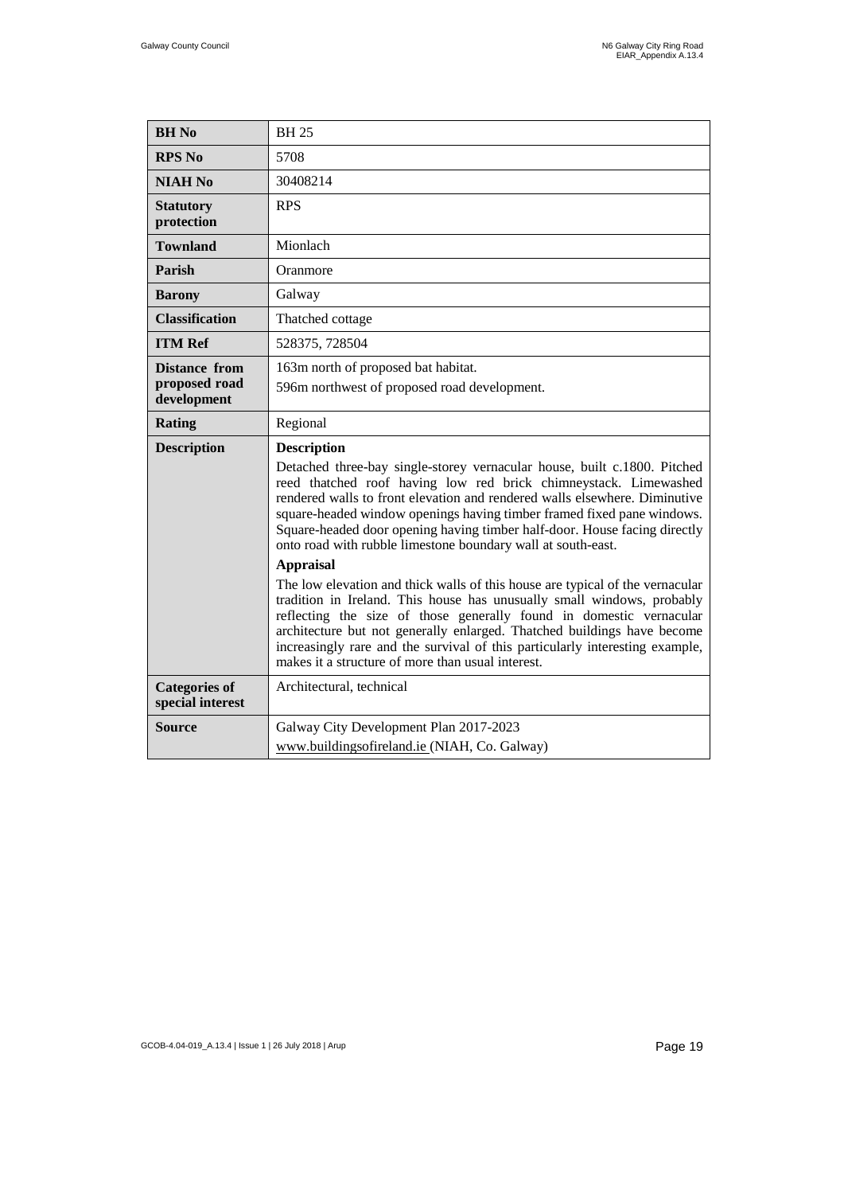| **BH No** | BH 25 |
|---|---|
| **RPS No** | 5708 |
| **NIAH No** | 30408214 |
| **Statutory protection** | RPS |
| **Townland** | Mionlach |
| **Parish** | Oranmore |
| **Barony** | Galway |
| **Classification** | Thatched cottage |
| **ITM Ref** | 528375, 728504 |
| **Distance from proposed road development** | 163m north of proposed bat habitat.<br>596m northwest of proposed road development. |
| **Rating** | Regional |
| **Description** | **Description**<br>Detached three-bay single-storey vernacular house, built c.1800. Pitched reed thatched roof having low red brick chimneystack. Limewashed rendered walls to front elevation and rendered walls elsewhere. Diminutive square-headed window openings having timber framed fixed pane windows. Square-headed door opening having timber half-door. House facing directly onto road with rubble limestone boundary wall at south-east.<br>**Appraisal**<br>The low elevation and thick walls of this house are typical of the vernacular tradition in Ireland. This house has unusually small windows, probably reflecting the size of those generally found in domestic vernacular architecture but not generally enlarged. Thatched buildings have become increasingly rare and the survival of this particularly interesting example, makes it a structure of more than usual interest. |
| **Categories of special interest** | Architectural, technical |
| **Source** | Galway City Development Plan 2017-2023<br>www.buildingsofireland.ie (NIAH, Co. Galway) |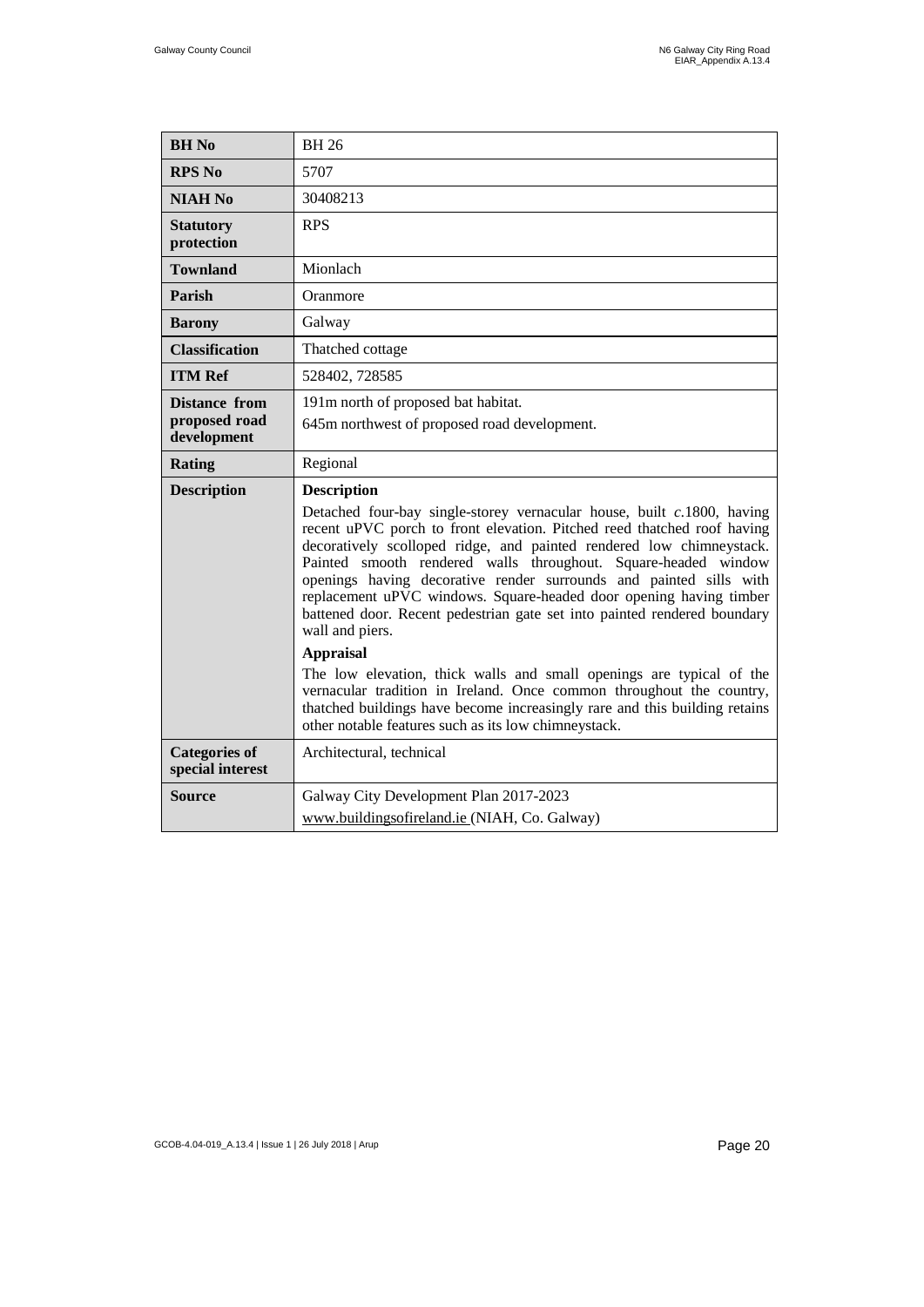| BH No | BH 26 |
| --- | --- |
| **RPS No** | 5707 |
| **NIAH No** | 30408213 |
| **Statutory protection** | RPS |
| **Townland** | Mionlach |
| **Parish** | Oranmore |
| **Barony** | Galway |
| **Classification** | Thatched cottage |
| **ITM Ref** | 528402, 728585 |
| **Distance from proposed road development** | 191m north of proposed bat habitat.<br>645m northwest of proposed road development. |
| **Rating** | Regional |
| **Description** | **Description**<br>Detached four-bay single-storey vernacular house, built *c.*1800, having recent uPVC porch to front elevation. Pitched reed thatched roof having decoratively scolloped ridge, and painted rendered low chimneystack. Painted smooth rendered walls throughout. Square-headed window openings having decorative render surrounds and painted sills with replacement uPVC windows. Square-headed door opening having timber battened door. Recent pedestrian gate set into painted rendered boundary wall and piers.<br>**Appraisal**<br>The low elevation, thick walls and small openings are typical of the vernacular tradition in Ireland. Once common throughout the country, thatched buildings have become increasingly rare and this building retains other notable features such as its low chimneystack. |
| **Categories of special interest** | Architectural, technical |
| **Source** | Galway City Development Plan 2017-2023<br>www.buildingsofireland.ie (NIAH, Co. Galway) |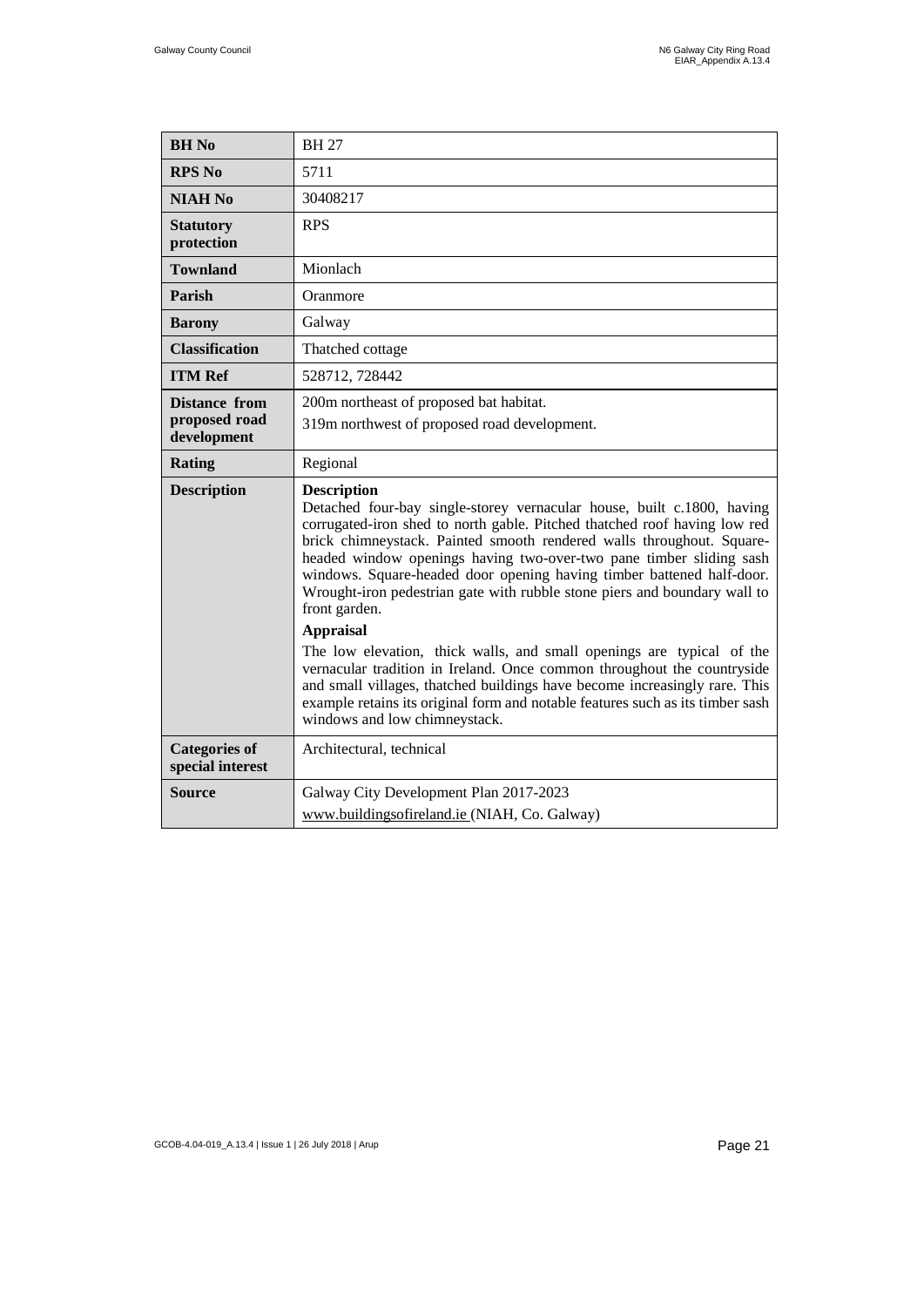| | |
|---|---|
| **BH No** | BH 27 |
| **RPS No** | 5711 |
| **NIAH No** | 30408217 |
| **Statutory protection** | RPS |
| **Townland** | Mionlach |
| **Parish** | Oranmore |
| **Barony** | Galway |
| **Classification** | Thatched cottage |
| **ITM Ref** | 528712, 728442 |
| **Distance from proposed road development** | 200m northeast of proposed bat habitat.<br>319m northwest of proposed road development. |
| **Rating** | Regional |
| **Description** | **Description**<br>Detached four-bay single-storey vernacular house, built c.1800, having corrugated-iron shed to north gable. Pitched thatched roof having low red brick chimneystack. Painted smooth rendered walls throughout. Square-headed window openings having two-over-two pane timber sliding sash windows. Square-headed door opening having timber battened half-door. Wrought-iron pedestrian gate with rubble stone piers and boundary wall to front garden.<br>**Appraisal**<br>The low elevation, thick walls, and small openings are typical of the vernacular tradition in Ireland. Once common throughout the countryside and small villages, thatched buildings have become increasingly rare. This example retains its original form and notable features such as its timber sash windows and low chimneystack. |
| **Categories of special interest** | Architectural, technical |
| **Source** | Galway City Development Plan 2017-2023<br>www.buildingsofireland.ie (NIAH, Co. Galway) |